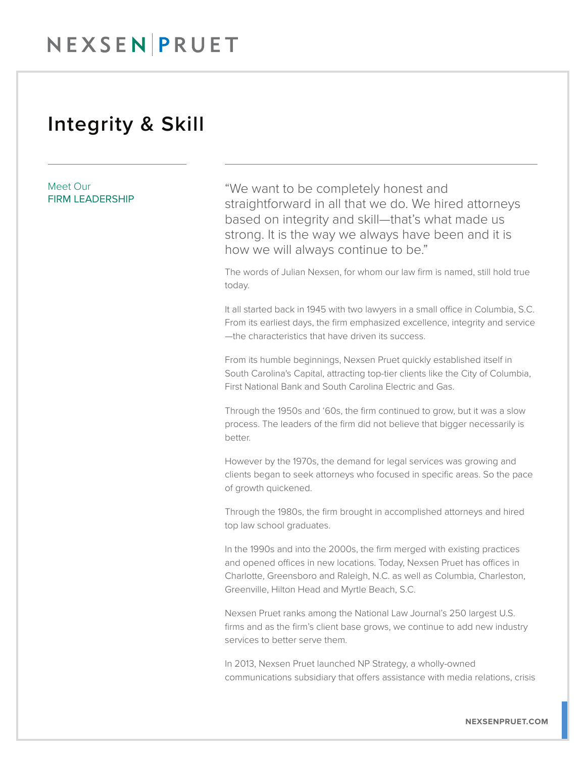# Integrity & Skill

Meet Our
FIRM LEADERSHIP

"We want to be completely honest and straightforward in all that we do. We hired attorneys based on integrity and skill—that's what made us strong. It is the way we always have been and it is how we will always continue to be."

The words of Julian Nexsen, for whom our law firm is named, still hold true today.

It all started back in 1945 with two lawyers in a small office in Columbia, S.C. From its earliest days, the firm emphasized excellence, integrity and service—the characteristics that have driven its success.

From its humble beginnings, Nexsen Pruet quickly established itself in South Carolina's Capital, attracting top-tier clients like the City of Columbia, First National Bank and South Carolina Electric and Gas.

Through the 1950s and '60s, the firm continued to grow, but it was a slow process. The leaders of the firm did not believe that bigger necessarily is better.

However by the 1970s, the demand for legal services was growing and clients began to seek attorneys who focused in specific areas. So the pace of growth quickened.

Through the 1980s, the firm brought in accomplished attorneys and hired top law school graduates.

In the 1990s and into the 2000s, the firm merged with existing practices and opened offices in new locations. Today, Nexsen Pruet has offices in Charlotte, Greensboro and Raleigh, N.C. as well as Columbia, Charleston, Greenville, Hilton Head and Myrtle Beach, S.C.

Nexsen Pruet ranks among the National Law Journal's 250 largest U.S. firms and as the firm's client base grows, we continue to add new industry services to better serve them.

In 2013, Nexsen Pruet launched NP Strategy, a wholly-owned communications subsidiary that offers assistance with media relations, crisis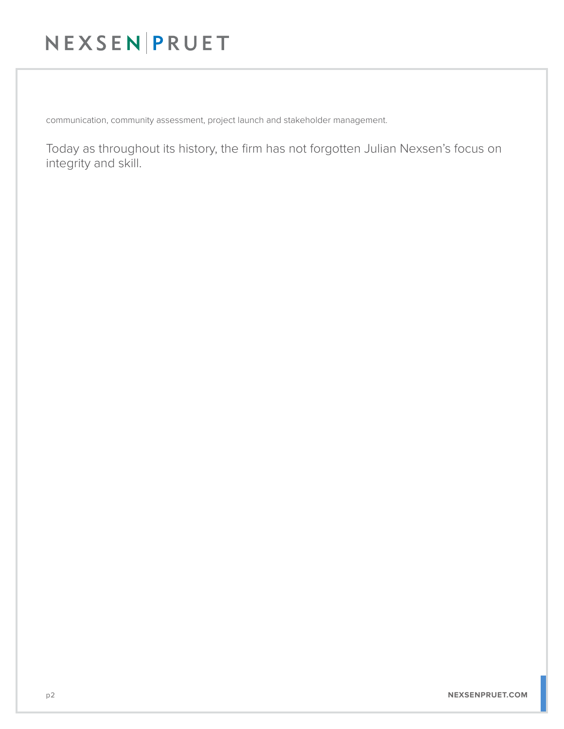communication, community assessment, project launch and stakeholder management.

Today as throughout its history, the firm has not forgotten Julian Nexsen's focus on integrity and skill.